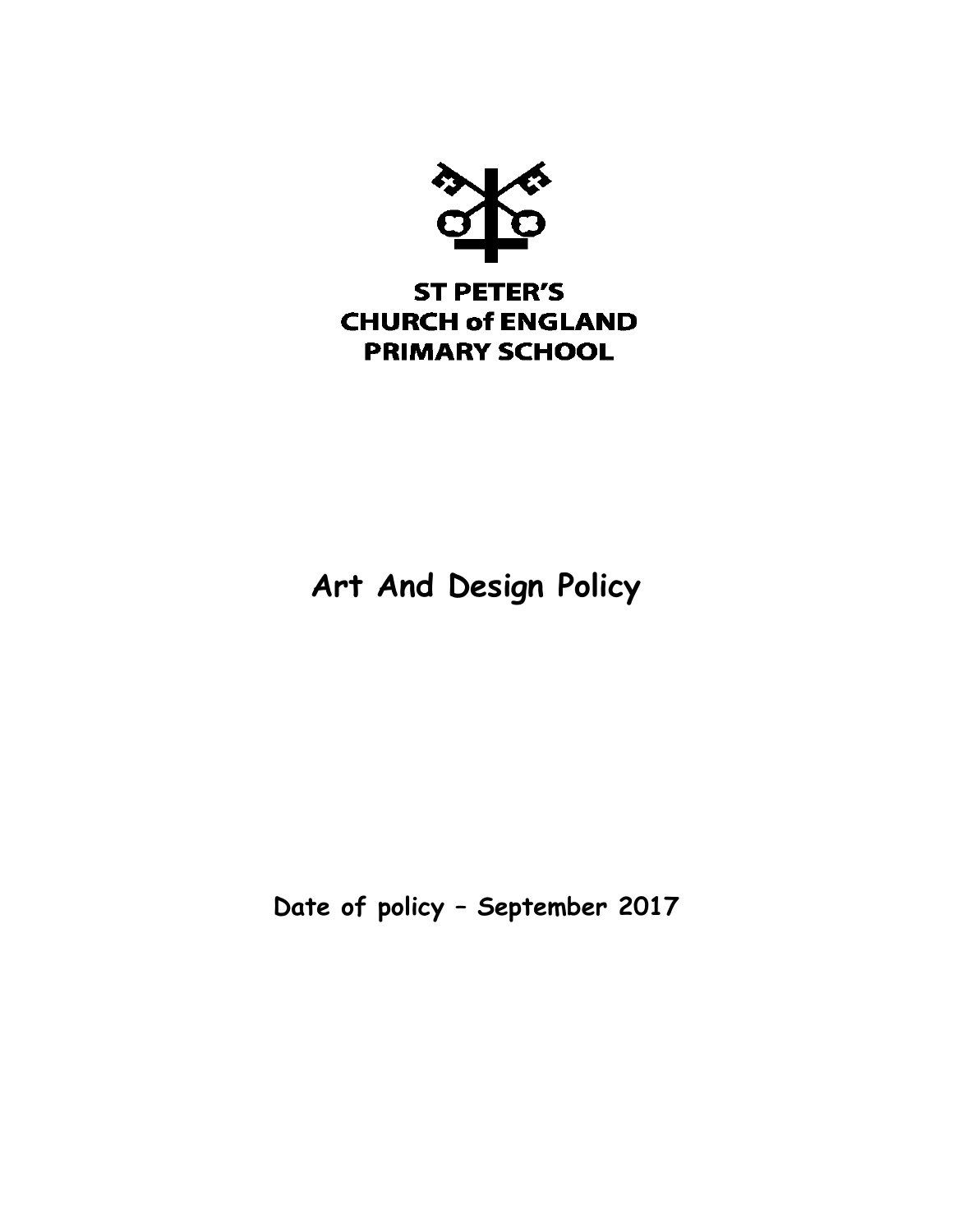ST PETER'S
CHURCH of ENGLAND
PRIMARY SCHOOL

# Art And Design Policy

**Date of policy – September 2017**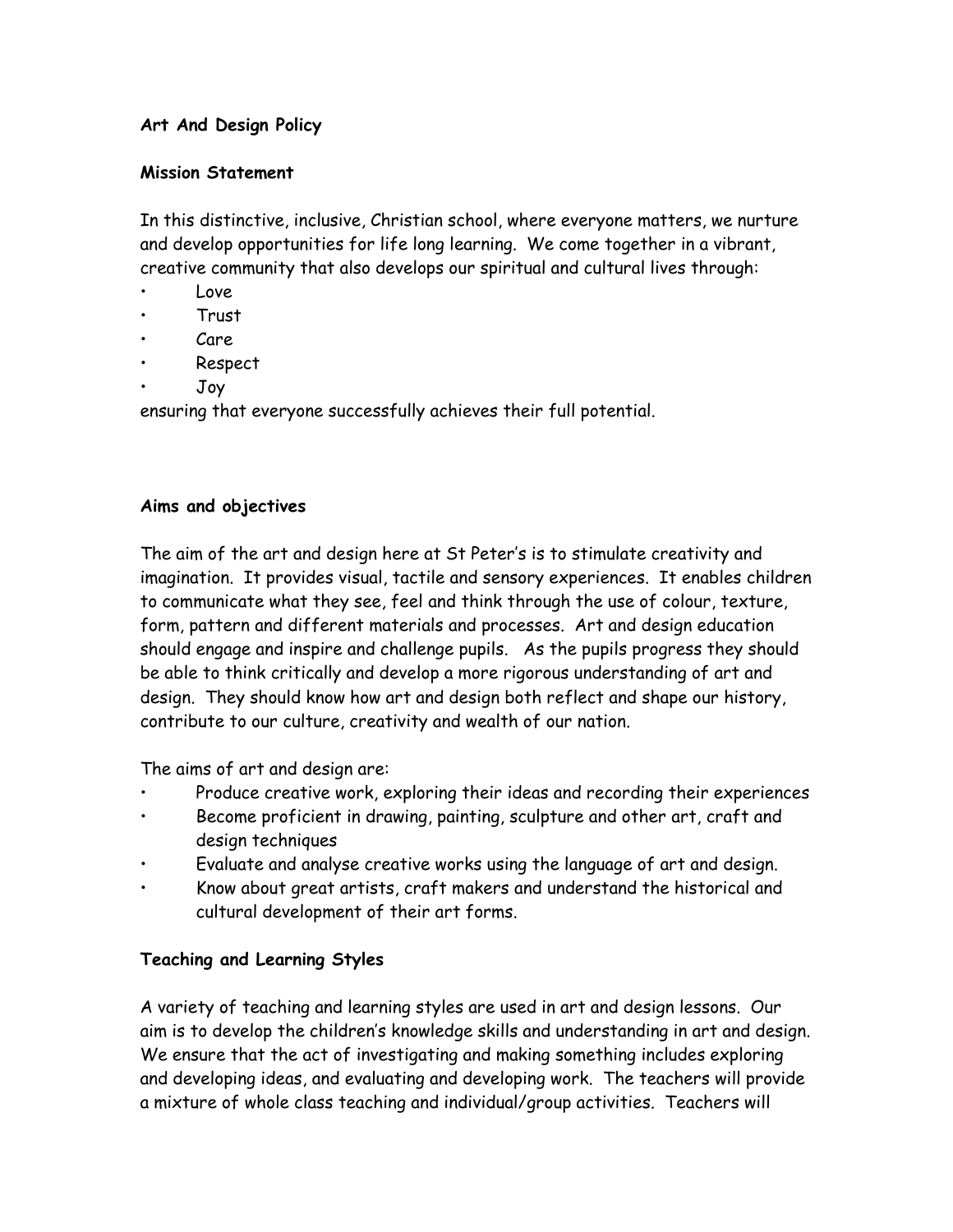**Art And Design Policy**

**Mission Statement**

In this distinctive, inclusive, Christian school, where everyone matters, we nurture and develop opportunities for life long learning. We come together in a vibrant, creative community that also develops our spiritual and cultural lives through:

- Love
- Trust
- Care
- Respect
- Joy

ensuring that everyone successfully achieves their full potential.

**Aims and objectives**

The aim of the art and design here at St Peter's is to stimulate creativity and imagination. It provides visual, tactile and sensory experiences. It enables children to communicate what they see, feel and think through the use of colour, texture, form, pattern and different materials and processes. Art and design education should engage and inspire and challenge pupils. As the pupils progress they should be able to think critically and develop a more rigorous understanding of art and design. They should know how art and design both reflect and shape our history, contribute to our culture, creativity and wealth of our nation.

The aims of art and design are:

- Produce creative work, exploring their ideas and recording their experiences
- Become proficient in drawing, painting, sculpture and other art, craft and design techniques
- Evaluate and analyse creative works using the language of art and design.
- Know about great artists, craft makers and understand the historical and cultural development of their art forms.

**Teaching and Learning Styles**

A variety of teaching and learning styles are used in art and design lessons. Our aim is to develop the children's knowledge skills and understanding in art and design. We ensure that the act of investigating and making something includes exploring and developing ideas, and evaluating and developing work. The teachers will provide a mixture of whole class teaching and individual/group activities. Teachers will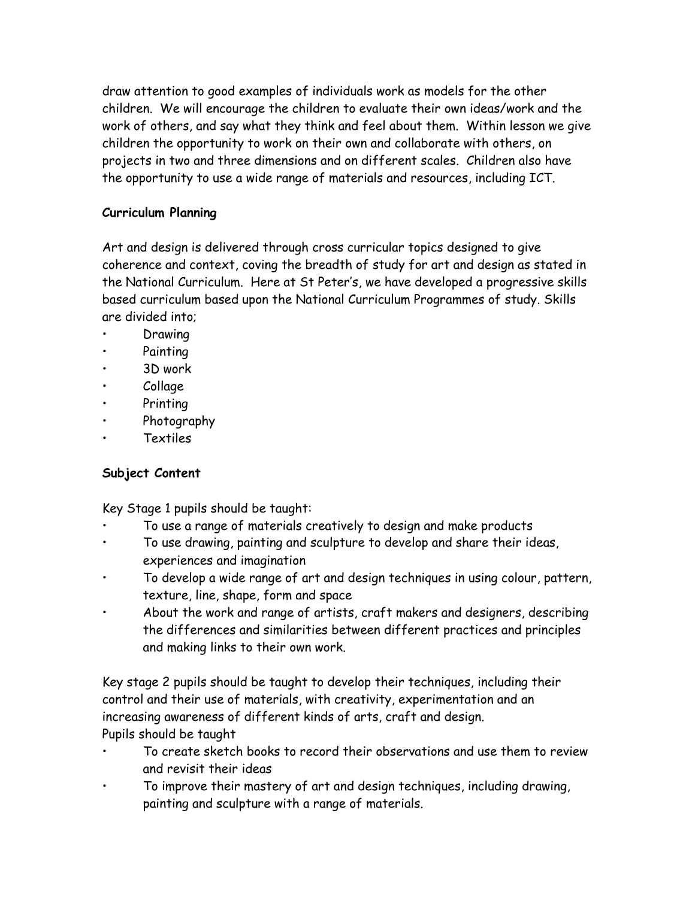draw attention to good examples of individuals work as models for the other children. We will encourage the children to evaluate their own ideas/work and the work of others, and say what they think and feel about them. Within lesson we give children the opportunity to work on their own and collaborate with others, on projects in two and three dimensions and on different scales. Children also have the opportunity to use a wide range of materials and resources, including ICT.

**Curriculum Planning**

Art and design is delivered through cross curricular topics designed to give coherence and context, coving the breadth of study for art and design as stated in the National Curriculum. Here at St Peter's, we have developed a progressive skills based curriculum based upon the National Curriculum Programmes of study. Skills are divided into;

- Drawing
- Painting
- 3D work
- Collage
- Printing
- Photography
- Textiles

**Subject Content**

Key Stage 1 pupils should be taught:

- To use a range of materials creatively to design and make products
- To use drawing, painting and sculpture to develop and share their ideas, experiences and imagination
- To develop a wide range of art and design techniques in using colour, pattern, texture, line, shape, form and space
- About the work and range of artists, craft makers and designers, describing the differences and similarities between different practices and principles and making links to their own work.

Key stage 2 pupils should be taught to develop their techniques, including their control and their use of materials, with creativity, experimentation and an increasing awareness of different kinds of arts, craft and design.
Pupils should be taught

- To create sketch books to record their observations and use them to review and revisit their ideas
- To improve their mastery of art and design techniques, including drawing, painting and sculpture with a range of materials.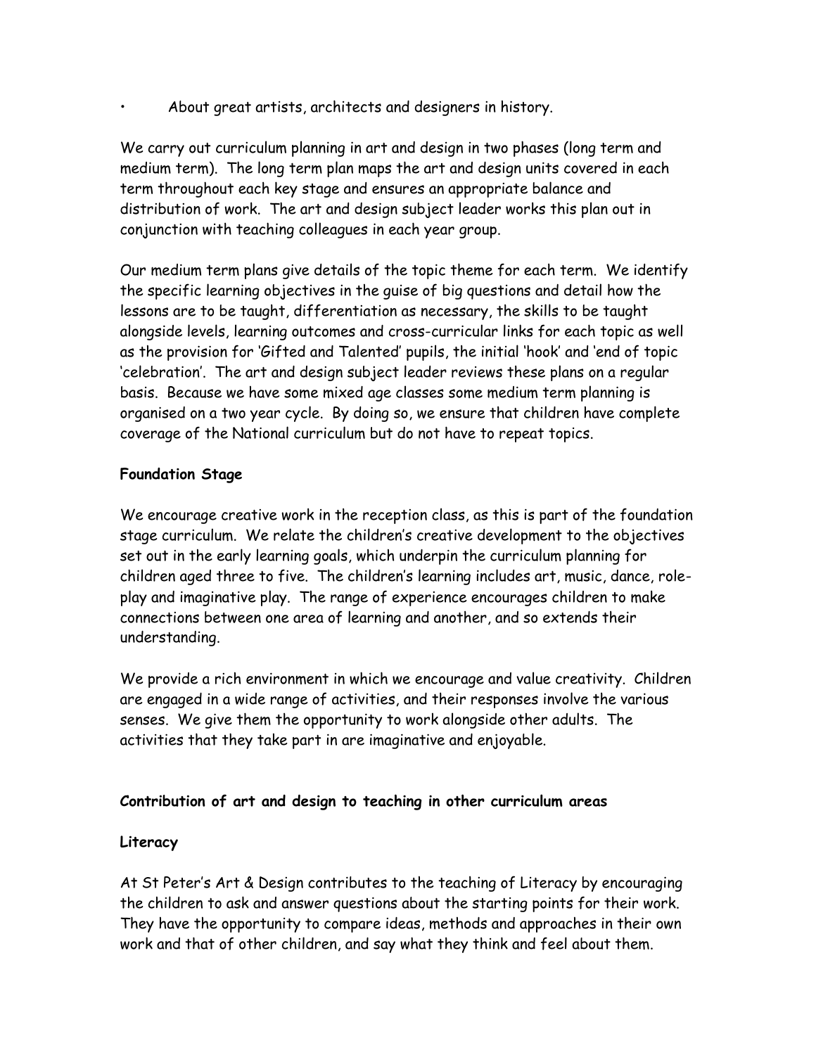- About great artists, architects and designers in history.

We carry out curriculum planning in art and design in two phases (long term and medium term). The long term plan maps the art and design units covered in each term throughout each key stage and ensures an appropriate balance and distribution of work. The art and design subject leader works this plan out in conjunction with teaching colleagues in each year group.

Our medium term plans give details of the topic theme for each term. We identify the specific learning objectives in the guise of big questions and detail how the lessons are to be taught, differentiation as necessary, the skills to be taught alongside levels, learning outcomes and cross-curricular links for each topic as well as the provision for 'Gifted and Talented' pupils, the initial 'hook' and 'end of topic 'celebration'. The art and design subject leader reviews these plans on a regular basis. Because we have some mixed age classes some medium term planning is organised on a two year cycle. By doing so, we ensure that children have complete coverage of the National curriculum but do not have to repeat topics.

**Foundation Stage**

We encourage creative work in the reception class, as this is part of the foundation stage curriculum. We relate the children's creative development to the objectives set out in the early learning goals, which underpin the curriculum planning for children aged three to five. The children's learning includes art, music, dance, role-play and imaginative play. The range of experience encourages children to make connections between one area of learning and another, and so extends their understanding.

We provide a rich environment in which we encourage and value creativity. Children are engaged in a wide range of activities, and their responses involve the various senses. We give them the opportunity to work alongside other adults. The activities that they take part in are imaginative and enjoyable.

**Contribution of art and design to teaching in other curriculum areas**

**Literacy**

At St Peter's Art & Design contributes to the teaching of Literacy by encouraging the children to ask and answer questions about the starting points for their work. They have the opportunity to compare ideas, methods and approaches in their own work and that of other children, and say what they think and feel about them.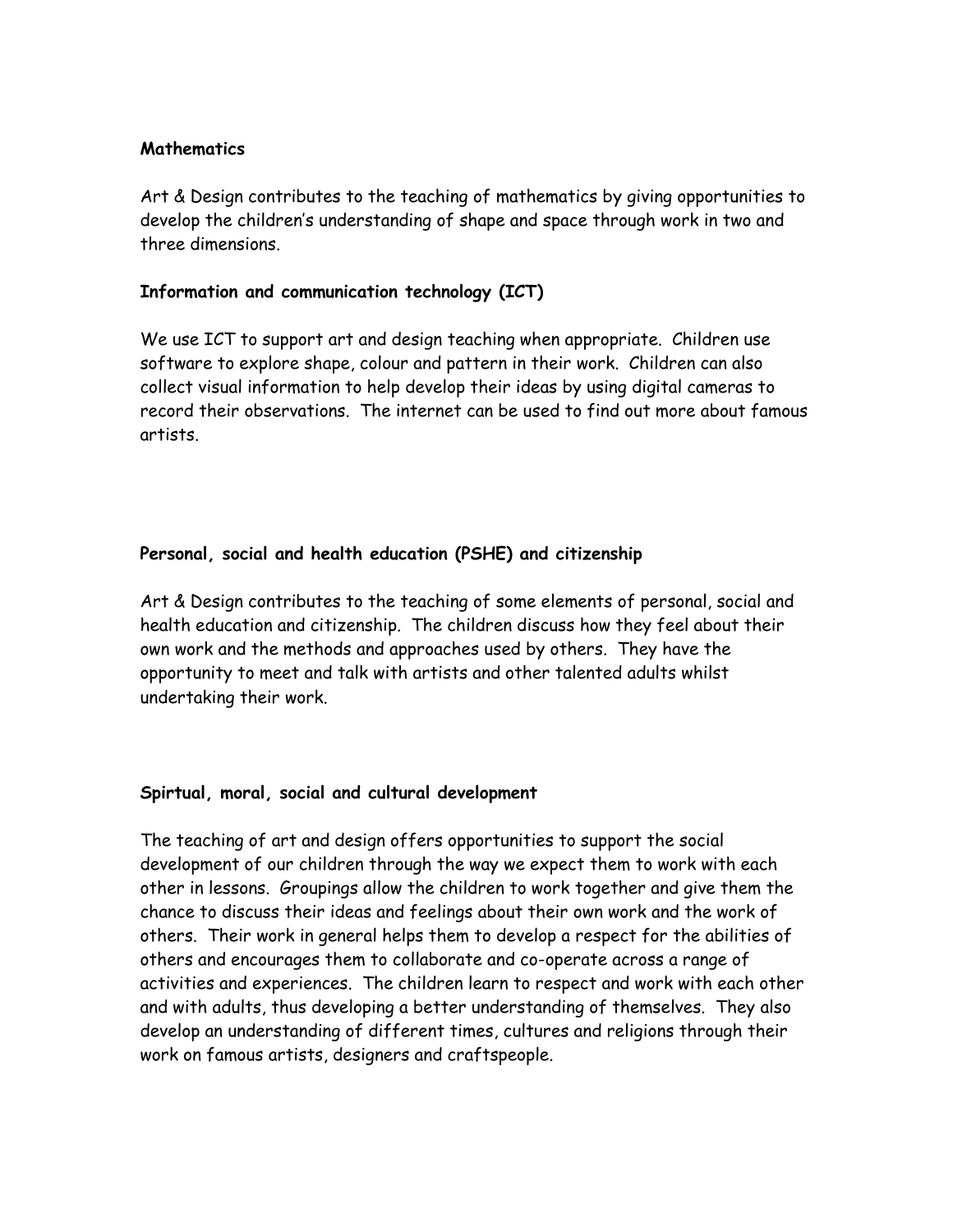**Mathematics**

Art & Design contributes to the teaching of mathematics by giving opportunities to develop the children's understanding of shape and space through work in two and three dimensions.

**Information and communication technology (ICT)**

We use ICT to support art and design teaching when appropriate. Children use software to explore shape, colour and pattern in their work. Children can also collect visual information to help develop their ideas by using digital cameras to record their observations. The internet can be used to find out more about famous artists.

**Personal, social and health education (PSHE) and citizenship**

Art & Design contributes to the teaching of some elements of personal, social and health education and citizenship. The children discuss how they feel about their own work and the methods and approaches used by others. They have the opportunity to meet and talk with artists and other talented adults whilst undertaking their work.

**Spirtual, moral, social and cultural development**

The teaching of art and design offers opportunities to support the social development of our children through the way we expect them to work with each other in lessons. Groupings allow the children to work together and give them the chance to discuss their ideas and feelings about their own work and the work of others. Their work in general helps them to develop a respect for the abilities of others and encourages them to collaborate and co-operate across a range of activities and experiences. The children learn to respect and work with each other and with adults, thus developing a better understanding of themselves. They also develop an understanding of different times, cultures and religions through their work on famous artists, designers and craftspeople.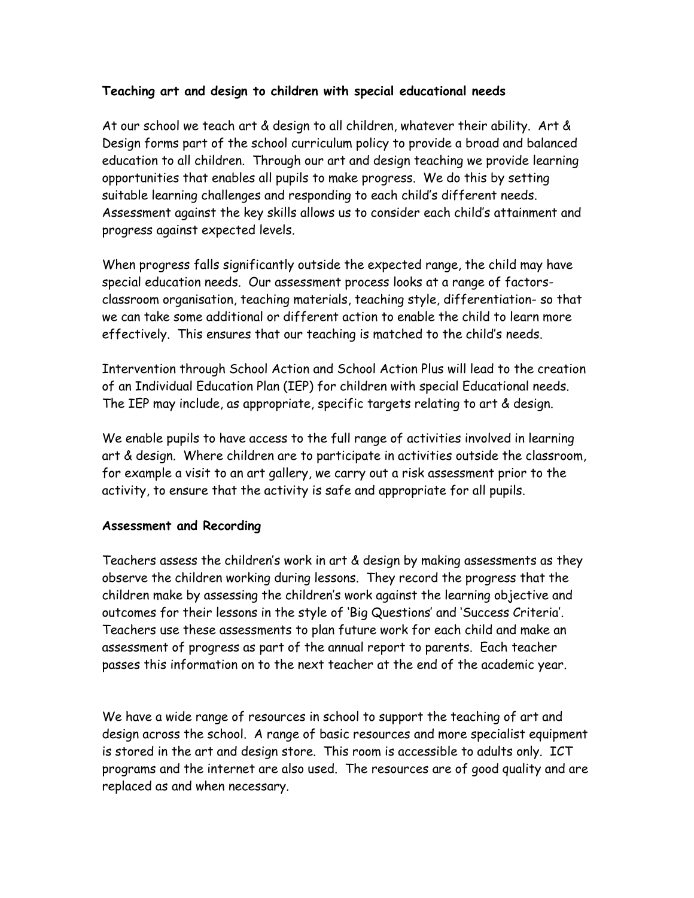**Teaching art and design to children with special educational needs**

At our school we teach art & design to all children, whatever their ability. Art & Design forms part of the school curriculum policy to provide a broad and balanced education to all children. Through our art and design teaching we provide learning opportunities that enables all pupils to make progress. We do this by setting suitable learning challenges and responding to each child's different needs. Assessment against the key skills allows us to consider each child's attainment and progress against expected levels.

When progress falls significantly outside the expected range, the child may have special education needs. Our assessment process looks at a range of factors- classroom organisation, teaching materials, teaching style, differentiation- so that we can take some additional or different action to enable the child to learn more effectively. This ensures that our teaching is matched to the child's needs.

Intervention through School Action and School Action Plus will lead to the creation of an Individual Education Plan (IEP) for children with special Educational needs. The IEP may include, as appropriate, specific targets relating to art & design.

We enable pupils to have access to the full range of activities involved in learning art & design. Where children are to participate in activities outside the classroom, for example a visit to an art gallery, we carry out a risk assessment prior to the activity, to ensure that the activity is safe and appropriate for all pupils.

**Assessment and Recording**

Teachers assess the children's work in art & design by making assessments as they observe the children working during lessons. They record the progress that the children make by assessing the children's work against the learning objective and outcomes for their lessons in the style of 'Big Questions' and 'Success Criteria'. Teachers use these assessments to plan future work for each child and make an assessment of progress as part of the annual report to parents. Each teacher passes this information on to the next teacher at the end of the academic year.

We have a wide range of resources in school to support the teaching of art and design across the school. A range of basic resources and more specialist equipment is stored in the art and design store. This room is accessible to adults only. ICT programs and the internet are also used. The resources are of good quality and are replaced as and when necessary.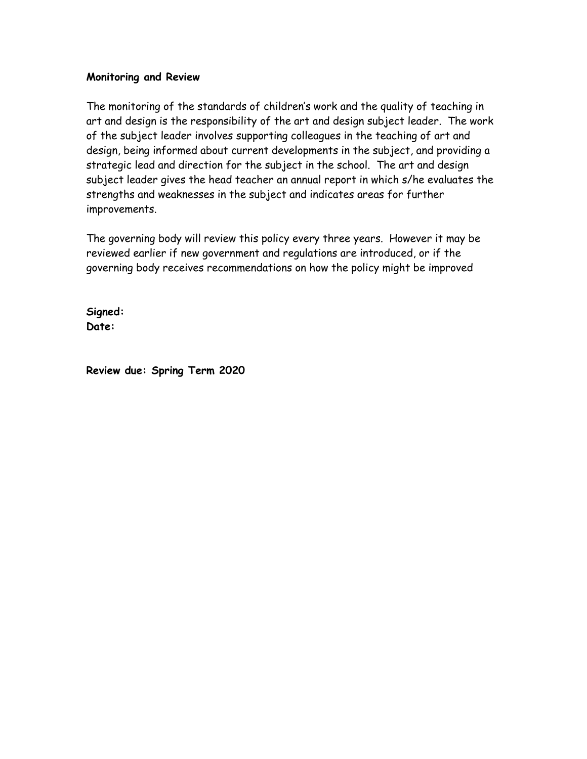**Monitoring and Review**

The monitoring of the standards of children's work and the quality of teaching in art and design is the responsibility of the art and design subject leader. The work of the subject leader involves supporting colleagues in the teaching of art and design, being informed about current developments in the subject, and providing a strategic lead and direction for the subject in the school. The art and design subject leader gives the head teacher an annual report in which s/he evaluates the strengths and weaknesses in the subject and indicates areas for further improvements.

The governing body will review this policy every three years. However it may be reviewed earlier if new government and regulations are introduced, or if the governing body receives recommendations on how the policy might be improved

**Signed:**
**Date:**

**Review due: Spring Term 2020**